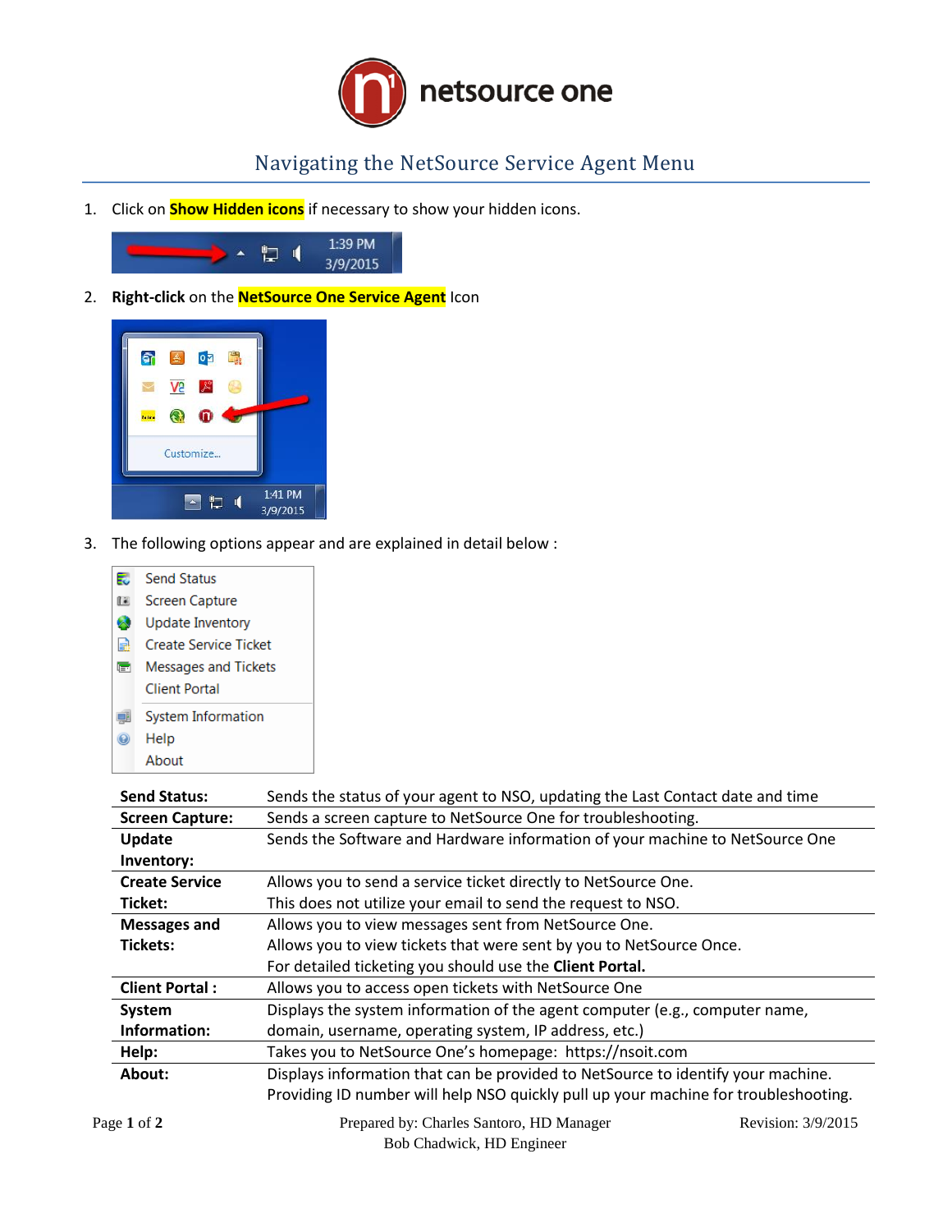# Navigating the NetSource Service Agent Menu

1. Click on **Show Hidden icons** if necessary to show your hidden icons.

2. **Right-click** on the **NetSource One Service Agent** Icon

3. The following options appear and are explained in detail below :

| | |
|---|---|
| **Send Status:** | Sends the status of your agent to NSO, updating the Last Contact date and time |
| **Screen Capture:** | Sends a screen capture to NetSource One for troubleshooting. |
| **Update Inventory:** | Sends the Software and Hardware information of your machine to NetSource One |
| **Create Service Ticket:** | Allows you to send a service ticket directly to NetSource One. This does not utilize your email to send the request to NSO. |
| **Messages and Tickets:** | Allows you to view messages sent from NetSource One. Allows you to view tickets that were sent by you to NetSource Once. For detailed ticketing you should use the **Client Portal.** |
| **Client Portal :** | Allows you to access open tickets with NetSource One |
| **System Information:** | Displays the system information of the agent computer (e.g., computer name, domain, username, operating system, IP address, etc.) |
| **Help:** | Takes you to NetSource One's homepage: https://nsoit.com |
| **About:** | Displays information that can be provided to NetSource to identify your machine. Providing ID number will help NSO quickly pull up your machine for troubleshooting. |

Prepared by: Charles Santoro, HD Manager
Bob Chadwick, HD Engineer

Revision: 3/9/2015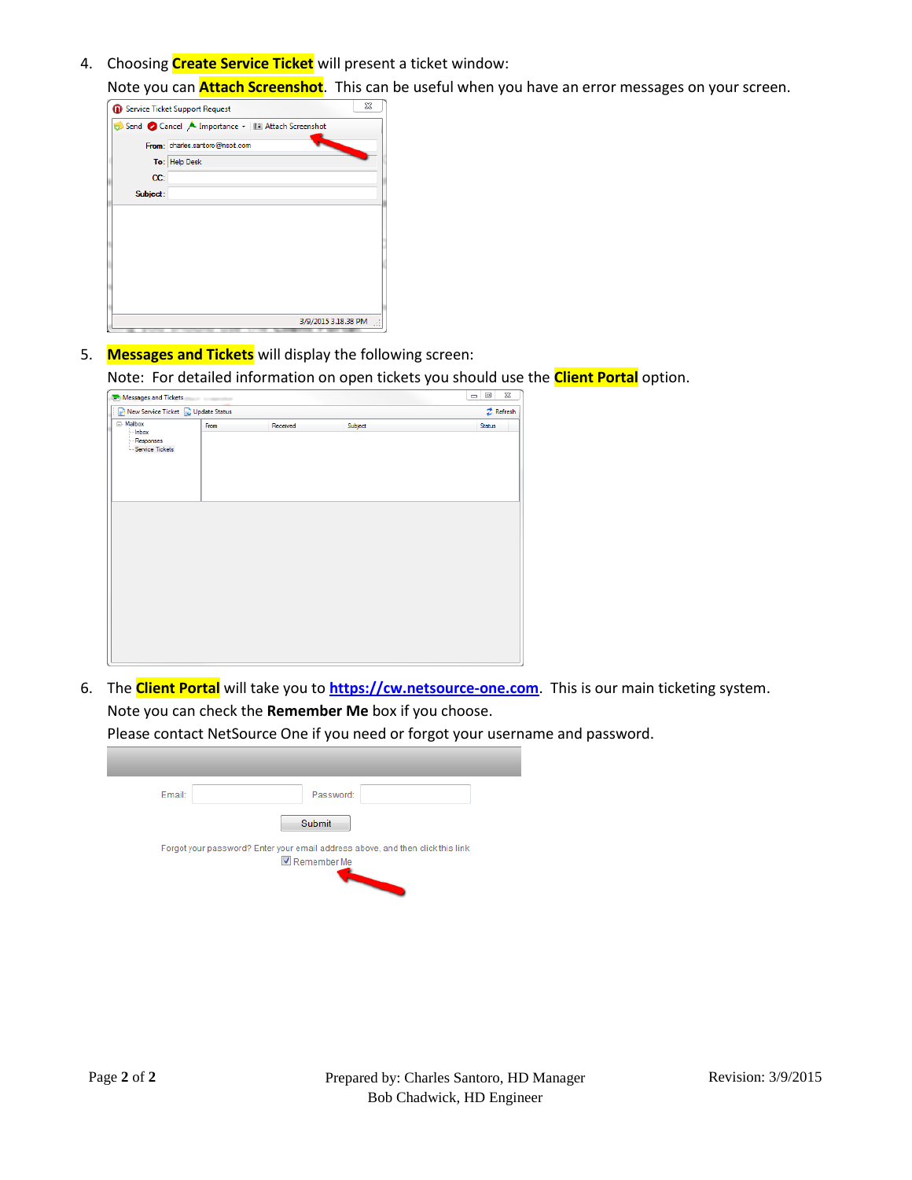4. Choosing **Create Service Ticket** will present a ticket window:

   Note you can **Attach Screenshot**. This can be useful when you have an error messages on your screen.

5. **Messages and Tickets** will display the following screen:

   Note: For detailed information on open tickets you should use the **Client Portal** option.

6. The **Client Portal** will take you to **https://cw.netsource-one.com**. This is our main ticketing system.

   Note you can check the **Remember Me** box if you choose.

   Please contact NetSource One if you need or forgot your username and password.

Prepared by: Charles Santoro, HD Manager
Bob Chadwick, HD Engineer

Revision: 3/9/2015